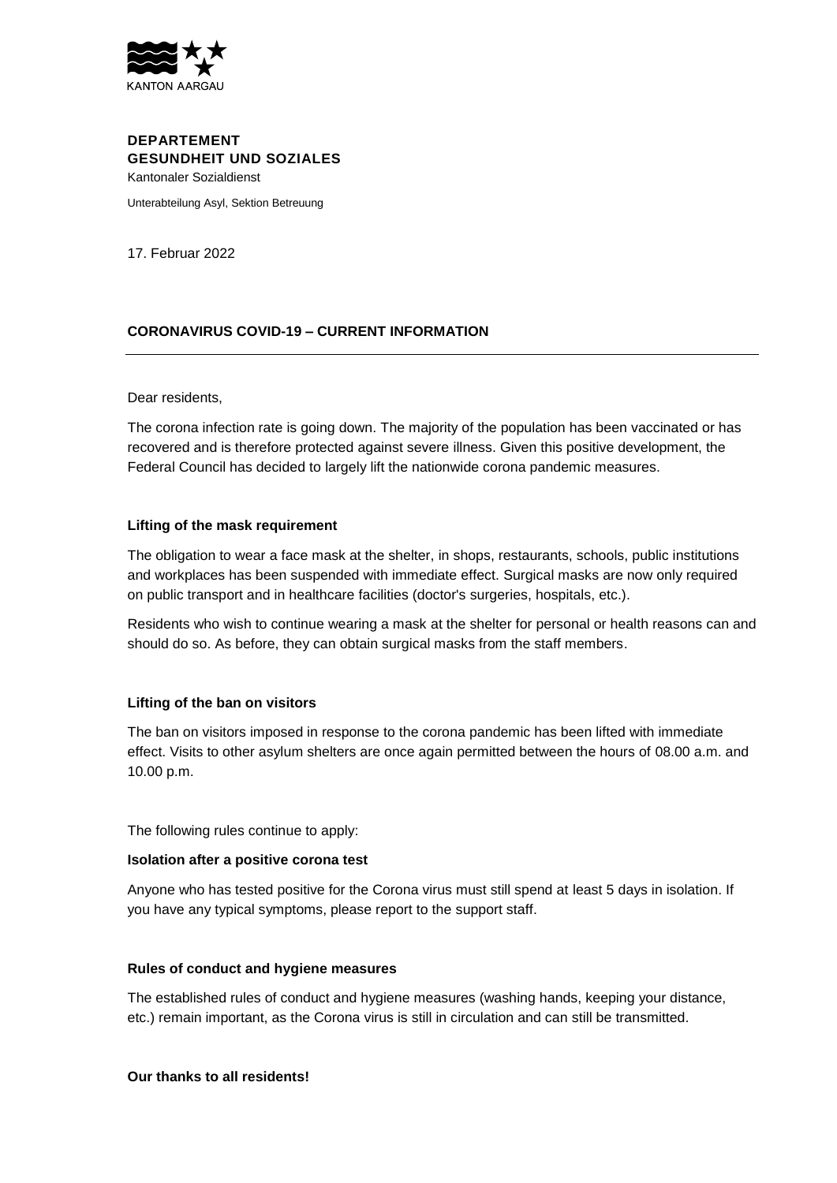KANTON AARGAU

**DEPARTEMENT**
**GESUNDHEIT UND SOZIALES**
Kantonaler Sozialdienst

Unterabteilung Asyl, Sektion Betreuung

17. Februar 2022

## CORONAVIRUS COVID-19 – CURRENT INFORMATION

---

Dear residents,

The corona infection rate is going down. The majority of the population has been vaccinated or has recovered and is therefore protected against severe illness. Given this positive development, the Federal Council has decided to largely lift the nationwide corona pandemic measures.

### Lifting of the mask requirement

The obligation to wear a face mask at the shelter, in shops, restaurants, schools, public institutions and workplaces has been suspended with immediate effect. Surgical masks are now only required on public transport and in healthcare facilities (doctor's surgeries, hospitals, etc.).

Residents who wish to continue wearing a mask at the shelter for personal or health reasons can and should do so. As before, they can obtain surgical masks from the staff members.

### Lifting of the ban on visitors

The ban on visitors imposed in response to the corona pandemic has been lifted with immediate effect. Visits to other asylum shelters are once again permitted between the hours of 08.00 a.m. and 10.00 p.m.

The following rules continue to apply:

### Isolation after a positive corona test

Anyone who has tested positive for the Corona virus must still spend at least 5 days in isolation. If you have any typical symptoms, please report to the support staff.

### Rules of conduct and hygiene measures

The established rules of conduct and hygiene measures (washing hands, keeping your distance, etc.) remain important, as the Corona virus is still in circulation and can still be transmitted.

**Our thanks to all residents!**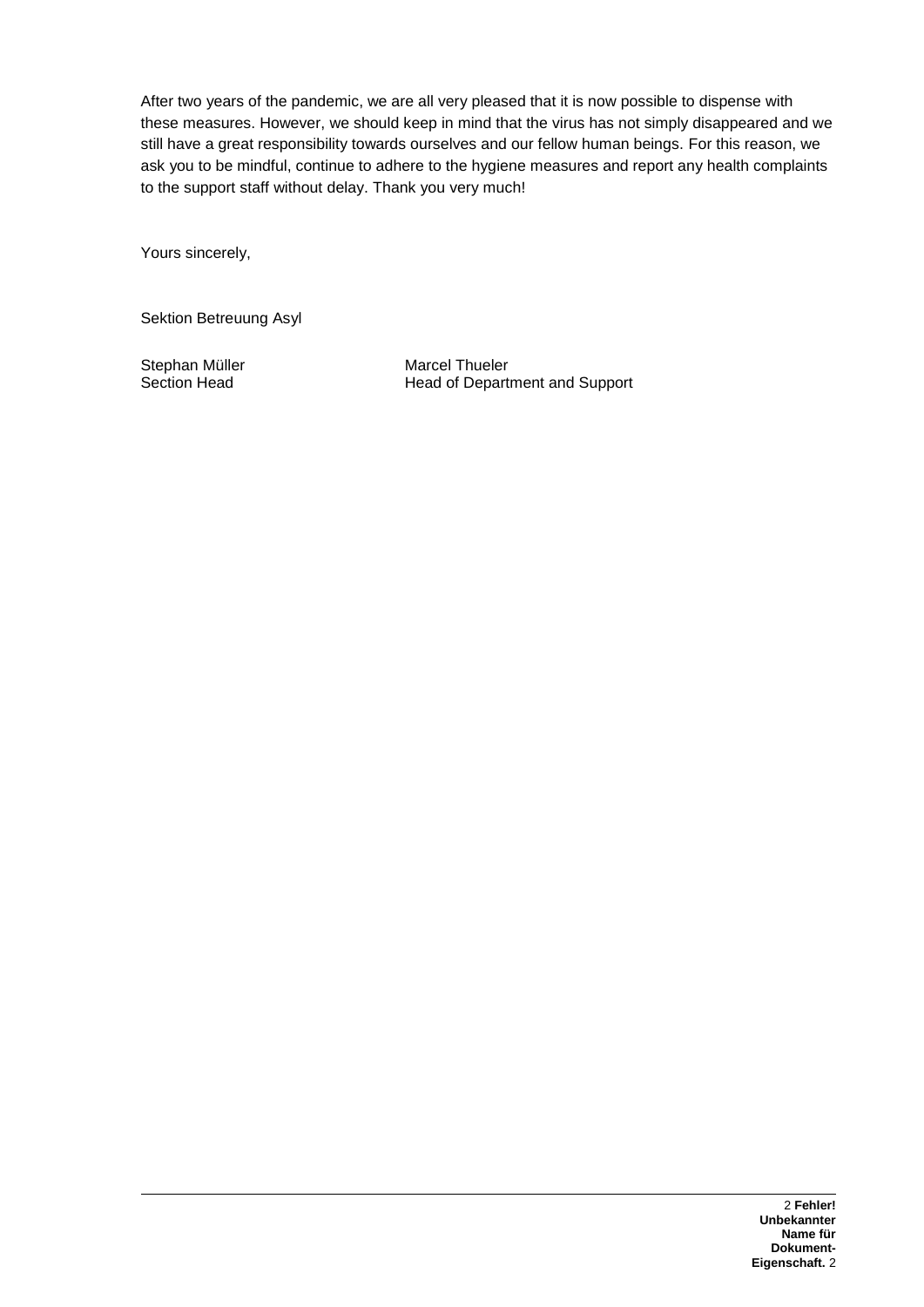After two years of the pandemic, we are all very pleased that it is now possible to dispense with these measures. However, we should keep in mind that the virus has not simply disappeared and we still have a great responsibility towards ourselves and our fellow human beings. For this reason, we ask you to be mindful, continue to adhere to the hygiene measures and report any health complaints to the support staff without delay. Thank you very much!

Yours sincerely,

Sektion Betreuung Asyl

| | |
|---|---|
| Stephan Müller | Marcel Thueler |
| Section Head | Head of Department and Support |